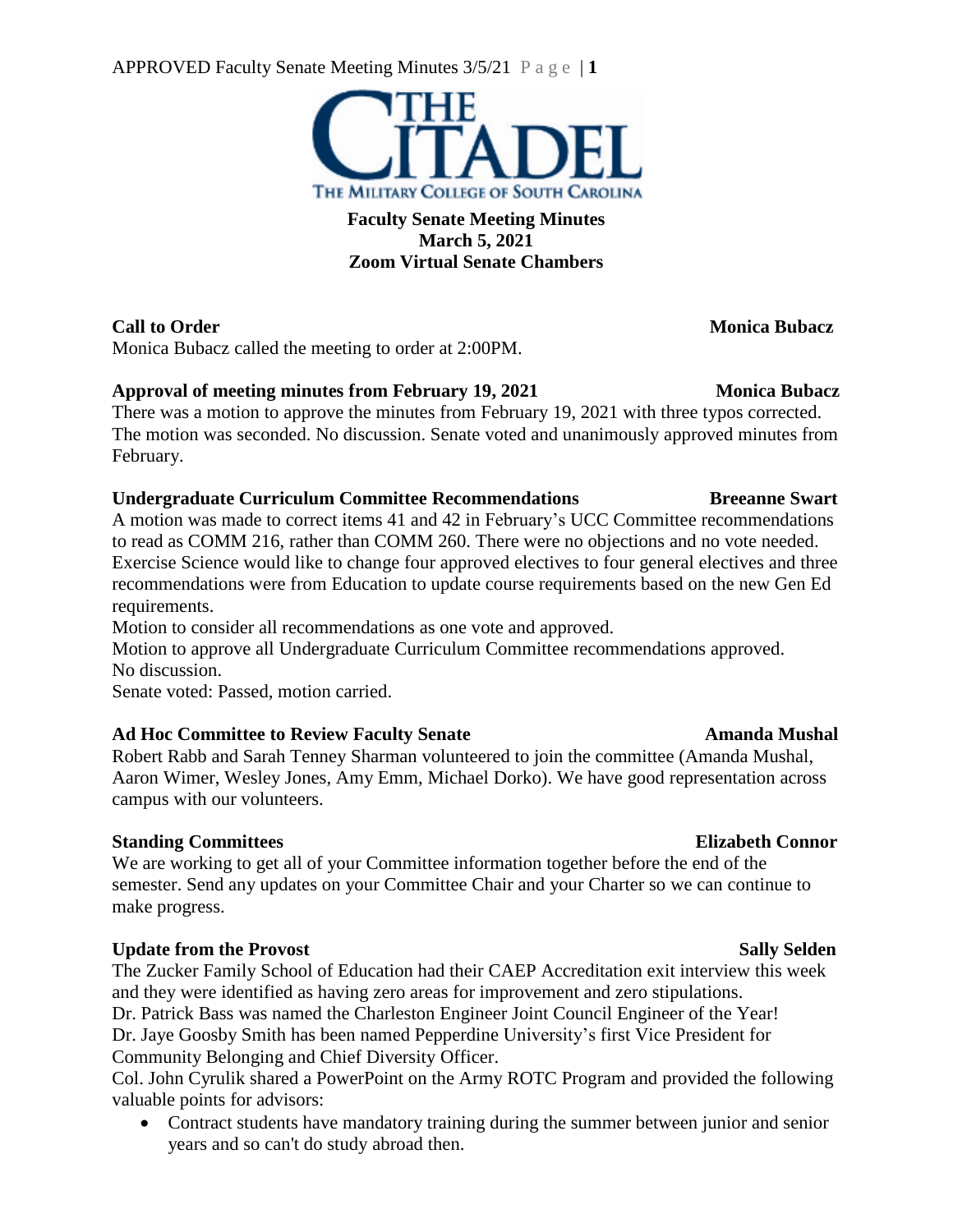# Faculty Senate Meeting Minutes
**March 5, 2021**
**Zoom Virtual Senate Chambers**

**Call to Order** — **Monica Bubacz**

Monica Bubacz called the meeting to order at 2:00PM.

**Approval of meeting minutes from February 19, 2021** — **Monica Bubacz**

There was a motion to approve the minutes from February 19, 2021 with three typos corrected. The motion was seconded. No discussion. Senate voted and unanimously approved minutes from February.

**Undergraduate Curriculum Committee Recommendations** — **Breeanne Swart**

A motion was made to correct items 41 and 42 in February's UCC Committee recommendations to read as COMM 216, rather than COMM 260. There were no objections and no vote needed. Exercise Science would like to change four approved electives to four general electives and three recommendations were from Education to update course requirements based on the new Gen Ed requirements.

Motion to consider all recommendations as one vote and approved.

Motion to approve all Undergraduate Curriculum Committee recommendations approved.

No discussion.

Senate voted: Passed, motion carried.

**Ad Hoc Committee to Review Faculty Senate** — **Amanda Mushal**

Robert Rabb and Sarah Tenney Sharman volunteered to join the committee (Amanda Mushal, Aaron Wimer, Wesley Jones, Amy Emm, Michael Dorko). We have good representation across campus with our volunteers.

**Standing Committees** — **Elizabeth Connor**

We are working to get all of your Committee information together before the end of the semester. Send any updates on your Committee Chair and your Charter so we can continue to make progress.

**Update from the Provost** — **Sally Selden**

The Zucker Family School of Education had their CAEP Accreditation exit interview this week and they were identified as having zero areas for improvement and zero stipulations.

Dr. Patrick Bass was named the Charleston Engineer Joint Council Engineer of the Year!

Dr. Jaye Goosby Smith has been named Pepperdine University's first Vice President for Community Belonging and Chief Diversity Officer.

Col. John Cyrulik shared a PowerPoint on the Army ROTC Program and provided the following valuable points for advisors:

- Contract students have mandatory training during the summer between junior and senior years and so can't do study abroad then.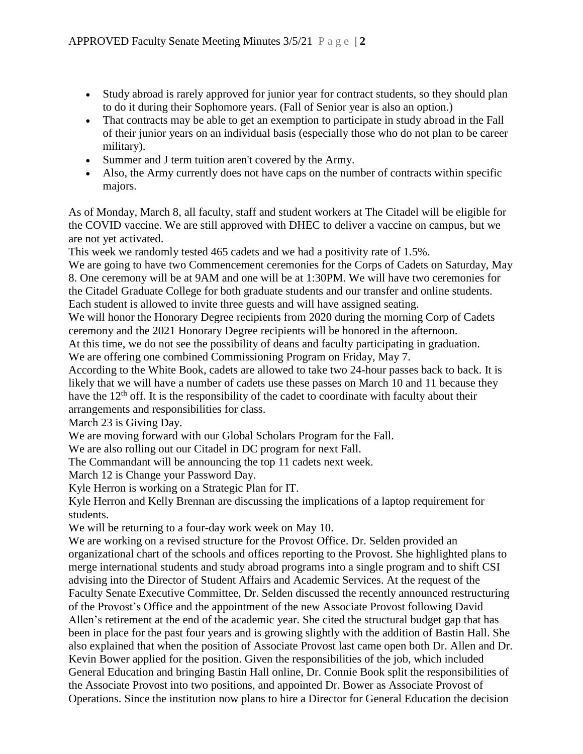- Study abroad is rarely approved for junior year for contract students, so they should plan to do it during their Sophomore years. (Fall of Senior year is also an option.)
- That contracts may be able to get an exemption to participate in study abroad in the Fall of their junior years on an individual basis (especially those who do not plan to be career military).
- Summer and J term tuition aren't covered by the Army.
- Also, the Army currently does not have caps on the number of contracts within specific majors.

As of Monday, March 8, all faculty, staff and student workers at The Citadel will be eligible for the COVID vaccine. We are still approved with DHEC to deliver a vaccine on campus, but we are not yet activated.

This week we randomly tested 465 cadets and we had a positivity rate of 1.5%.

We are going to have two Commencement ceremonies for the Corps of Cadets on Saturday, May 8. One ceremony will be at 9AM and one will be at 1:30PM. We will have two ceremonies for the Citadel Graduate College for both graduate students and our transfer and online students. Each student is allowed to invite three guests and will have assigned seating.

We will honor the Honorary Degree recipients from 2020 during the morning Corp of Cadets ceremony and the 2021 Honorary Degree recipients will be honored in the afternoon.

At this time, we do not see the possibility of deans and faculty participating in graduation.

We are offering one combined Commissioning Program on Friday, May 7.

According to the White Book, cadets are allowed to take two 24-hour passes back to back. It is likely that we will have a number of cadets use these passes on March 10 and 11 because they have the 12th off. It is the responsibility of the cadet to coordinate with faculty about their arrangements and responsibilities for class.

March 23 is Giving Day.

We are moving forward with our Global Scholars Program for the Fall.

We are also rolling out our Citadel in DC program for next Fall.

The Commandant will be announcing the top 11 cadets next week.

March 12 is Change your Password Day.

Kyle Herron is working on a Strategic Plan for IT.

Kyle Herron and Kelly Brennan are discussing the implications of a laptop requirement for students.

We will be returning to a four-day work week on May 10.

We are working on a revised structure for the Provost Office. Dr. Selden provided an organizational chart of the schools and offices reporting to the Provost. She highlighted plans to merge international students and study abroad programs into a single program and to shift CSI advising into the Director of Student Affairs and Academic Services. At the request of the Faculty Senate Executive Committee, Dr. Selden discussed the recently announced restructuring of the Provost's Office and the appointment of the new Associate Provost following David Allen's retirement at the end of the academic year. She cited the structural budget gap that has been in place for the past four years and is growing slightly with the addition of Bastin Hall. She also explained that when the position of Associate Provost last came open both Dr. Allen and Dr. Kevin Bower applied for the position. Given the responsibilities of the job, which included General Education and bringing Bastin Hall online, Dr. Connie Book split the responsibilities of the Associate Provost into two positions, and appointed Dr. Bower as Associate Provost of Operations. Since the institution now plans to hire a Director for General Education the decision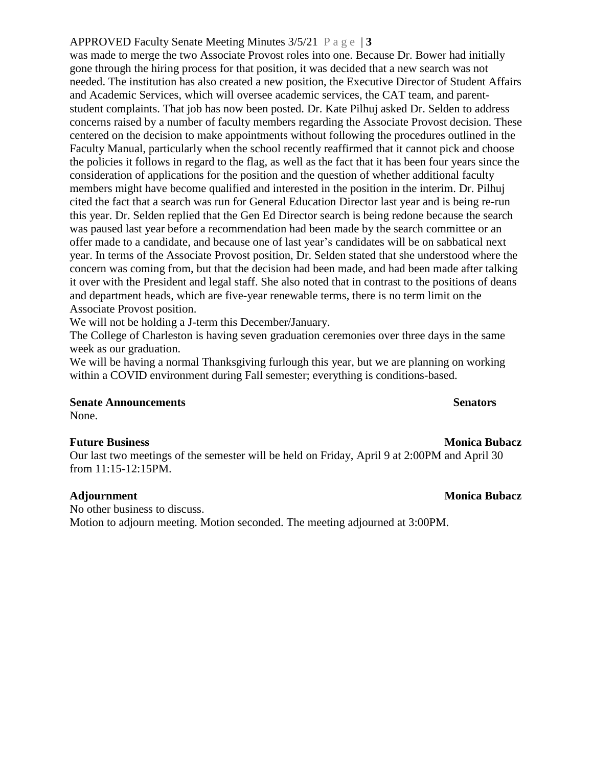was made to merge the two Associate Provost roles into one. Because Dr. Bower had initially gone through the hiring process for that position, it was decided that a new search was not needed. The institution has also created a new position, the Executive Director of Student Affairs and Academic Services, which will oversee academic services, the CAT team, and parent-student complaints. That job has now been posted. Dr. Kate Pilhuj asked Dr. Selden to address concerns raised by a number of faculty members regarding the Associate Provost decision. These centered on the decision to make appointments without following the procedures outlined in the Faculty Manual, particularly when the school recently reaffirmed that it cannot pick and choose the policies it follows in regard to the flag, as well as the fact that it has been four years since the consideration of applications for the position and the question of whether additional faculty members might have become qualified and interested in the position in the interim. Dr. Pilhuj cited the fact that a search was run for General Education Director last year and is being re-run this year. Dr. Selden replied that the Gen Ed Director search is being redone because the search was paused last year before a recommendation had been made by the search committee or an offer made to a candidate, and because one of last year's candidates will be on sabbatical next year. In terms of the Associate Provost position, Dr. Selden stated that she understood where the concern was coming from, but that the decision had been made, and had been made after talking it over with the President and legal staff. She also noted that in contrast to the positions of deans and department heads, which are five-year renewable terms, there is no term limit on the Associate Provost position.

We will not be holding a J-term this December/January.

The College of Charleston is having seven graduation ceremonies over three days in the same week as our graduation.

We will be having a normal Thanksgiving furlough this year, but we are planning on working within a COVID environment during Fall semester; everything is conditions-based.

**Senate Announcements** **Senators**

None.

**Future Business** **Monica Bubacz**

Our last two meetings of the semester will be held on Friday, April 9 at 2:00PM and April 30 from 11:15-12:15PM.

**Adjournment** **Monica Bubacz**

No other business to discuss.

Motion to adjourn meeting. Motion seconded. The meeting adjourned at 3:00PM.